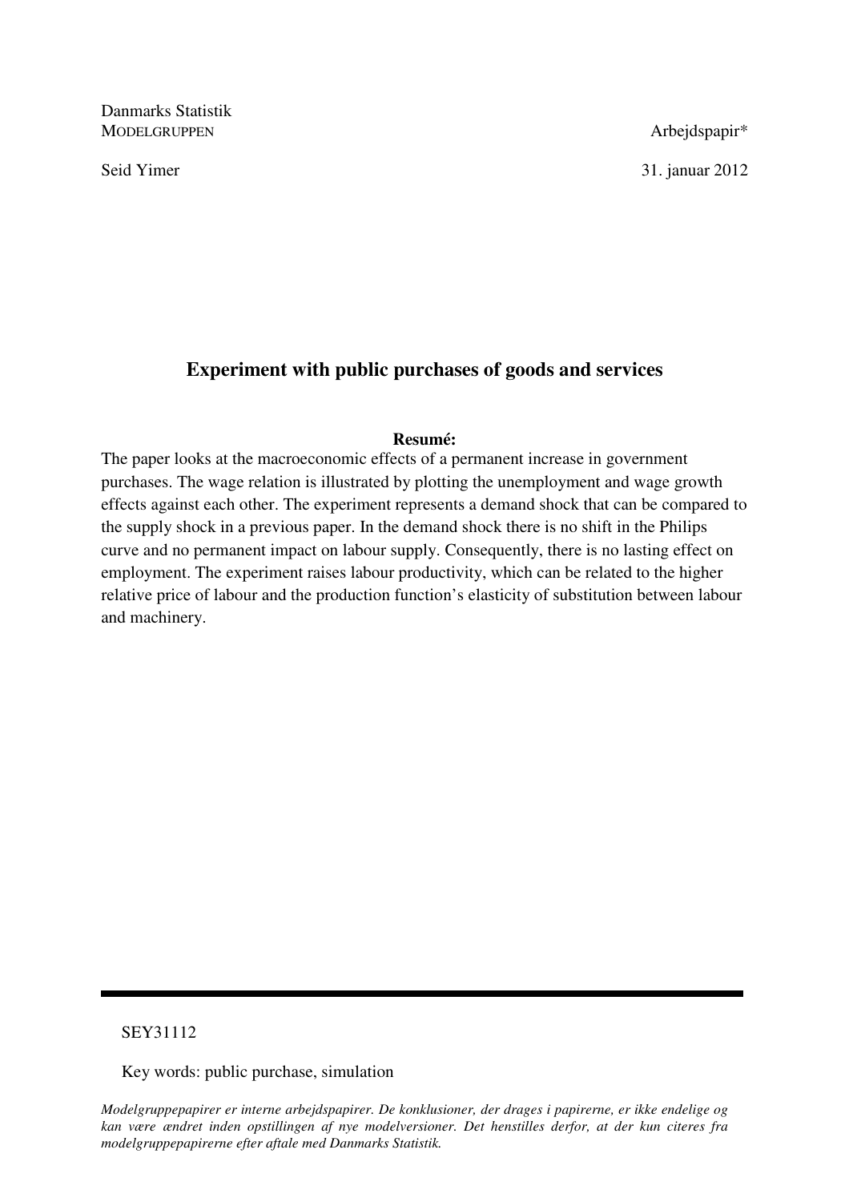Danmarks Statistik
MODELGRUPPEN

Arbejdspapir*

Seid Yimer

31. januar 2012

# Experiment with public purchases of goods and services

**Resumé:**

The paper looks at the macroeconomic effects of a permanent increase in government purchases. The wage relation is illustrated by plotting the unemployment and wage growth effects against each other. The experiment represents a demand shock that can be compared to the supply shock in a previous paper. In the demand shock there is no shift in the Philips curve and no permanent impact on labour supply. Consequently, there is no lasting effect on employment. The experiment raises labour productivity, which can be related to the higher relative price of labour and the production function's elasticity of substitution between labour and machinery.

---

SEY31112

Key words: public purchase, simulation

*Modelgruppepapirer er interne arbejdspapirer. De konklusioner, der drages i papirerne, er ikke endelige og kan være ændret inden opstillingen af nye modelversioner. Det henstilles derfor, at der kun citeres fra modelgruppepapirerne efter aftale med Danmarks Statistik.*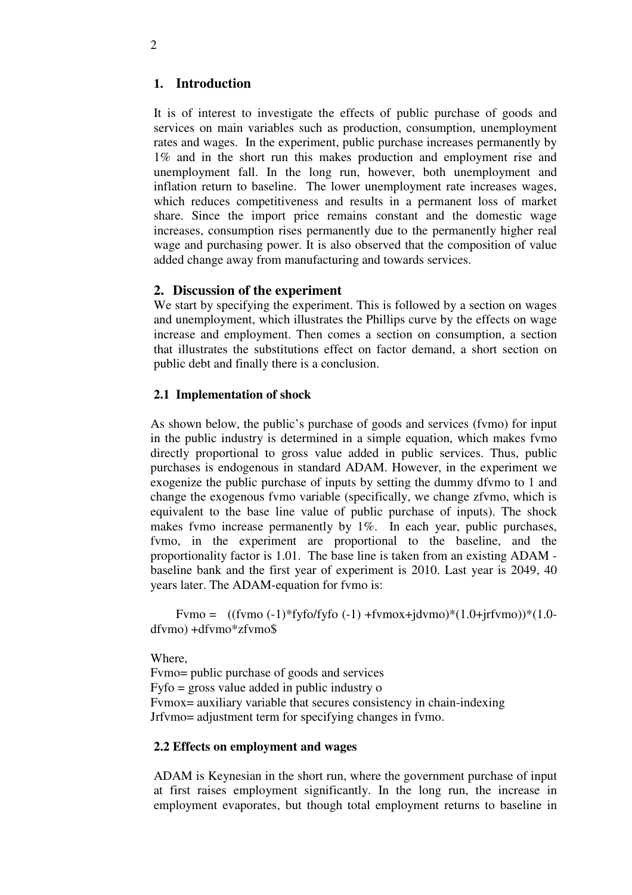## 1. Introduction

It is of interest to investigate the effects of public purchase of goods and services on main variables such as production, consumption, unemployment rates and wages. In the experiment, public purchase increases permanently by 1% and in the short run this makes production and employment rise and unemployment fall. In the long run, however, both unemployment and inflation return to baseline. The lower unemployment rate increases wages, which reduces competitiveness and results in a permanent loss of market share. Since the import price remains constant and the domestic wage increases, consumption rises permanently due to the permanently higher real wage and purchasing power. It is also observed that the composition of value added change away from manufacturing and towards services.

## 2. Discussion of the experiment

We start by specifying the experiment. This is followed by a section on wages and unemployment, which illustrates the Phillips curve by the effects on wage increase and employment. Then comes a section on consumption, a section that illustrates the substitutions effect on factor demand, a short section on public debt and finally there is a conclusion.

### 2.1 Implementation of shock

As shown below, the public's purchase of goods and services (fvmo) for input in the public industry is determined in a simple equation, which makes fvmo directly proportional to gross value added in public services. Thus, public purchases is endogenous in standard ADAM. However, in the experiment we exogenize the public purchase of inputs by setting the dummy dfvmo to 1 and change the exogenous fvmo variable (specifically, we change zfvmo, which is equivalent to the base line value of public purchase of inputs). The shock makes fvmo increase permanently by 1%. In each year, public purchases, fvmo, in the experiment are proportional to the baseline, and the proportionality factor is 1.01. The base line is taken from an existing ADAM - baseline bank and the first year of experiment is 2010. Last year is 2049, 40 years later. The ADAM-equation for fvmo is:

Fvmo = ((fvmo (-1)*fyfo/fyfo (-1) +fvmox+jdvmo)*(1.0+jrfvmo))*(1.0-dfvmo) +dfvmo*zfvmo$

Where,
Fvmo= public purchase of goods and services
Fyfo = gross value added in public industry o
Fvmox= auxiliary variable that secures consistency in chain-indexing
Jrfvmo= adjustment term for specifying changes in fvmo.

### 2.2 Effects on employment and wages

ADAM is Keynesian in the short run, where the government purchase of input at first raises employment significantly. In the long run, the increase in employment evaporates, but though total employment returns to baseline in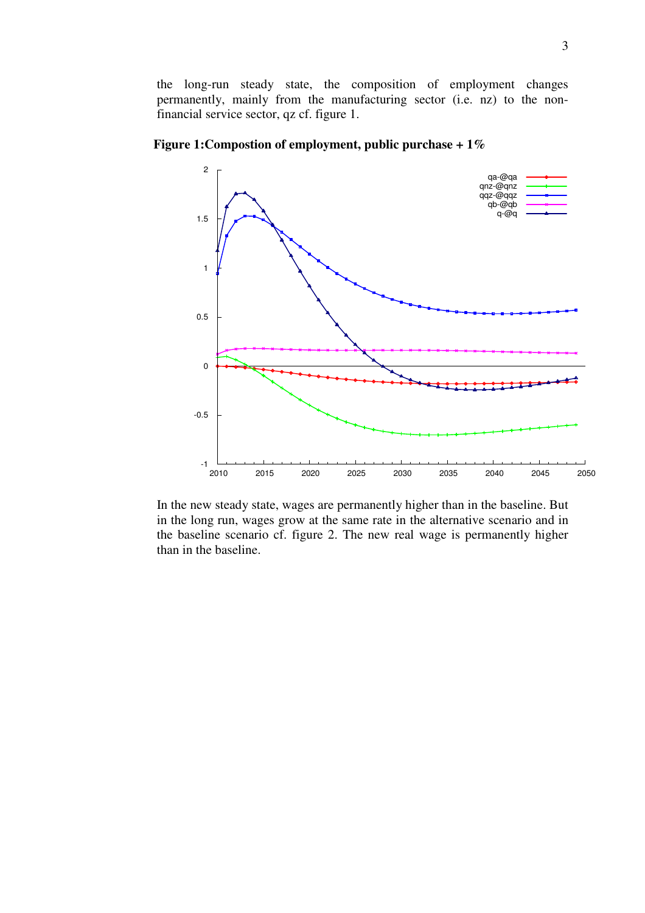the long-run steady state, the composition of employment changes permanently, mainly from the manufacturing sector (i.e. nz) to the non-financial service sector, qz cf. figure 1.

**Figure 1:Compostion of employment, public purchase + 1%**

In the new steady state, wages are permanently higher than in the baseline. But in the long run, wages grow at the same rate in the alternative scenario and in the baseline scenario cf. figure 2. The new real wage is permanently higher than in the baseline.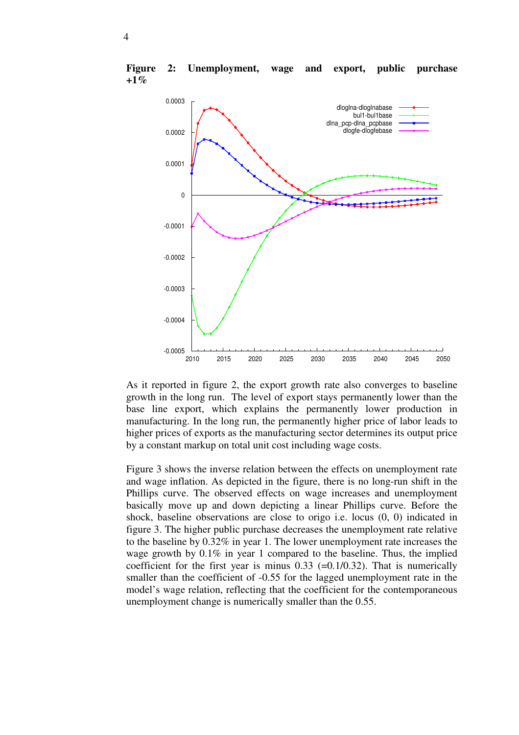**Figure 2: Unemployment, wage and export, public purchase +1%**

As it reported in figure 2, the export growth rate also converges to baseline growth in the long run. The level of export stays permanently lower than the base line export, which explains the permanently lower production in manufacturing. In the long run, the permanently higher price of labor leads to higher prices of exports as the manufacturing sector determines its output price by a constant markup on total unit cost including wage costs.

Figure 3 shows the inverse relation between the effects on unemployment rate and wage inflation. As depicted in the figure, there is no long-run shift in the Phillips curve. The observed effects on wage increases and unemployment basically move up and down depicting a linear Phillips curve. Before the shock, baseline observations are close to origo i.e. locus (0, 0) indicated in figure 3. The higher public purchase decreases the unemployment rate relative to the baseline by 0.32% in year 1. The lower unemployment rate increases the wage growth by 0.1% in year 1 compared to the baseline. Thus, the implied coefficient for the first year is minus 0.33 (=0.1/0.32). That is numerically smaller than the coefficient of -0.55 for the lagged unemployment rate in the model's wage relation, reflecting that the coefficient for the contemporaneous unemployment change is numerically smaller than the 0.55.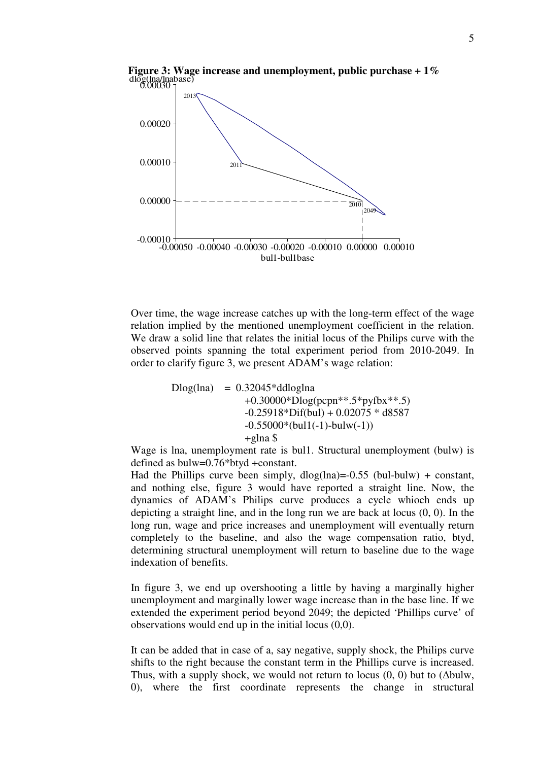**Figure 3: Wage increase and unemployment, public purchase + 1%**

Over time, the wage increase catches up with the long-term effect of the wage relation implied by the mentioned unemployment coefficient in the relation. We draw a solid line that relates the initial locus of the Philips curve with the observed points spanning the total experiment period from 2010-2049. In order to clarify figure 3, we present ADAM's wage relation:

```
Dlog(lna)  = 0.32045*ddloglna
             +0.30000*Dlog(pcpn**.5*pyfbx**.5)
             -0.25918*Dif(bul) + 0.02075 * d8587
             -0.55000*(bul1(-1)-bulw(-1))
             +glna $
```

Wage is lna, unemployment rate is bul1. Structural unemployment (bulw) is defined as bulw=0.76*btyd +constant.

Had the Phillips curve been simply, dlog(lna)=-0.55 (bul-bulw) + constant, and nothing else, figure 3 would have reported a straight line. Now, the dynamics of ADAM's Philips curve produces a cycle whioch ends up depicting a straight line, and in the long run we are back at locus (0, 0). In the long run, wage and price increases and unemployment will eventually return completely to the baseline, and also the wage compensation ratio, btyd, determining structural unemployment will return to baseline due to the wage indexation of benefits.

In figure 3, we end up overshooting a little by having a marginally higher unemployment and marginally lower wage increase than in the base line. If we extended the experiment period beyond 2049; the depicted 'Phillips curve' of observations would end up in the initial locus (0,0).

It can be added that in case of a, say negative, supply shock, the Philips curve shifts to the right because the constant term in the Phillips curve is increased. Thus, with a supply shock, we would not return to locus (0, 0) but to (Δbulw, 0), where the first coordinate represents the change in structural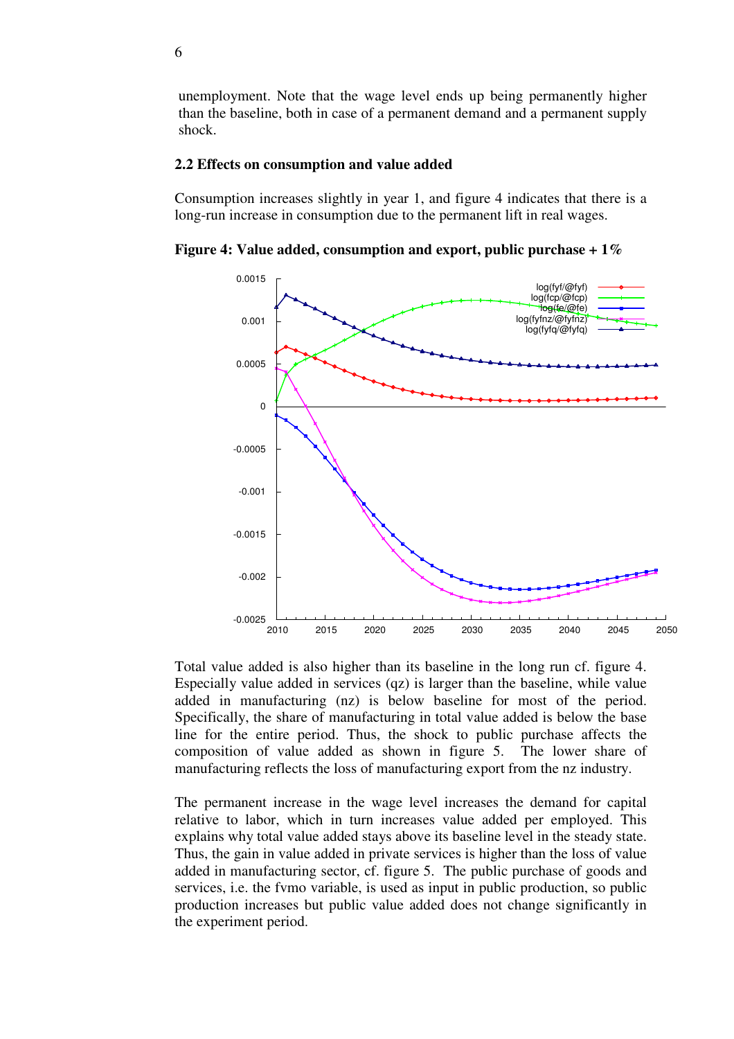unemployment. Note that the wage level ends up being permanently higher than the baseline, both in case of a permanent demand and a permanent supply shock.

### 2.2 Effects on consumption and value added

Consumption increases slightly in year 1, and figure 4 indicates that there is a long-run increase in consumption due to the permanent lift in real wages.

**Figure 4: Value added, consumption and export, public purchase + 1%**

Total value added is also higher than its baseline in the long run cf. figure 4. Especially value added in services (qz) is larger than the baseline, while value added in manufacturing (nz) is below baseline for most of the period. Specifically, the share of manufacturing in total value added is below the base line for the entire period. Thus, the shock to public purchase affects the composition of value added as shown in figure 5. The lower share of manufacturing reflects the loss of manufacturing export from the nz industry.

The permanent increase in the wage level increases the demand for capital relative to labor, which in turn increases value added per employed. This explains why total value added stays above its baseline level in the steady state. Thus, the gain in value added in private services is higher than the loss of value added in manufacturing sector, cf. figure 5. The public purchase of goods and services, i.e. the fvmo variable, is used as input in public production, so public production increases but public value added does not change significantly in the experiment period.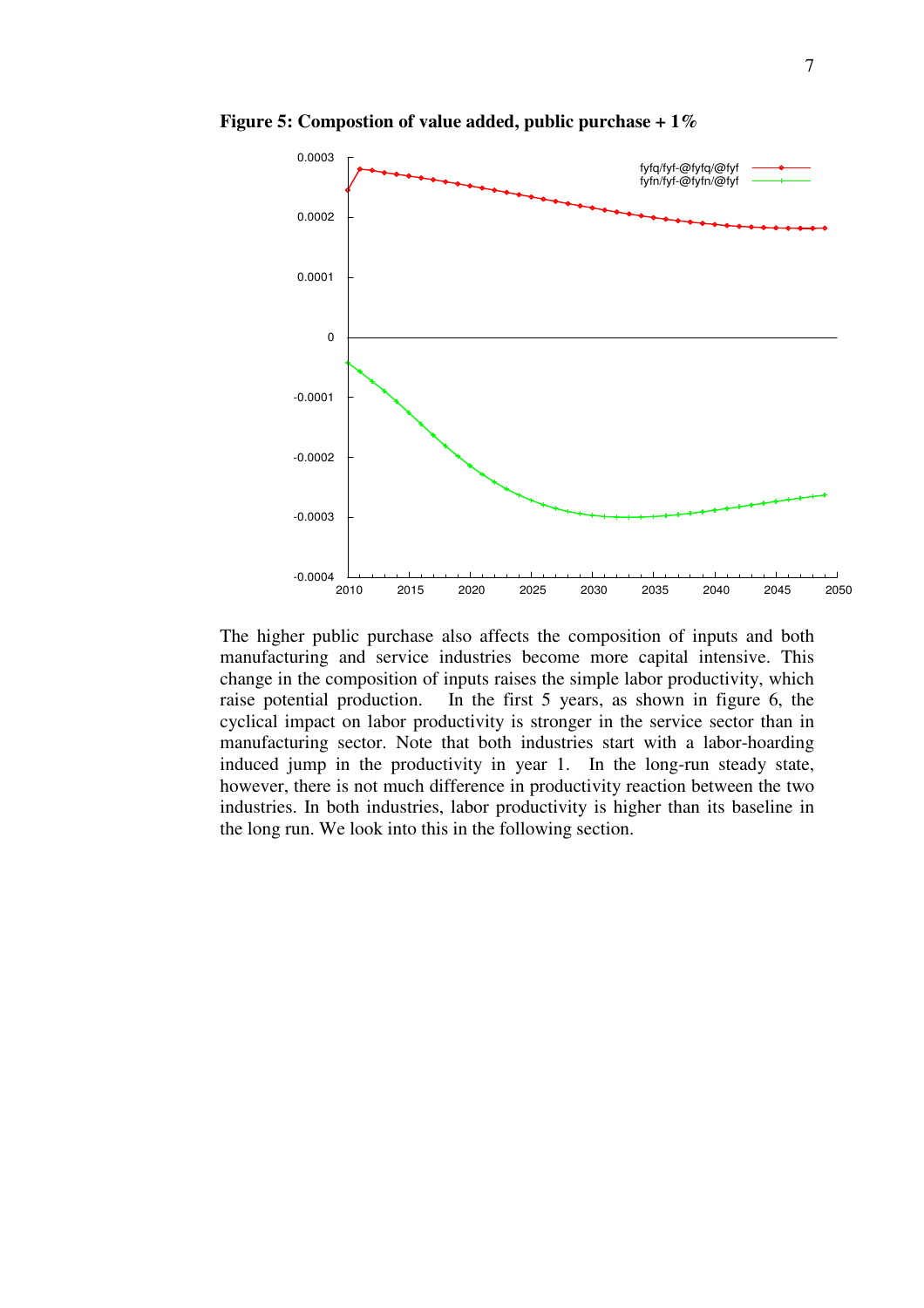**Figure 5: Compostion of value added, public purchase + 1%**

The higher public purchase also affects the composition of inputs and both manufacturing and service industries become more capital intensive. This change in the composition of inputs raises the simple labor productivity, which raise potential production. In the first 5 years, as shown in figure 6, the cyclical impact on labor productivity is stronger in the service sector than in manufacturing sector. Note that both industries start with a labor-hoarding induced jump in the productivity in year 1. In the long-run steady state, however, there is not much difference in productivity reaction between the two industries. In both industries, labor productivity is higher than its baseline in the long run. We look into this in the following section.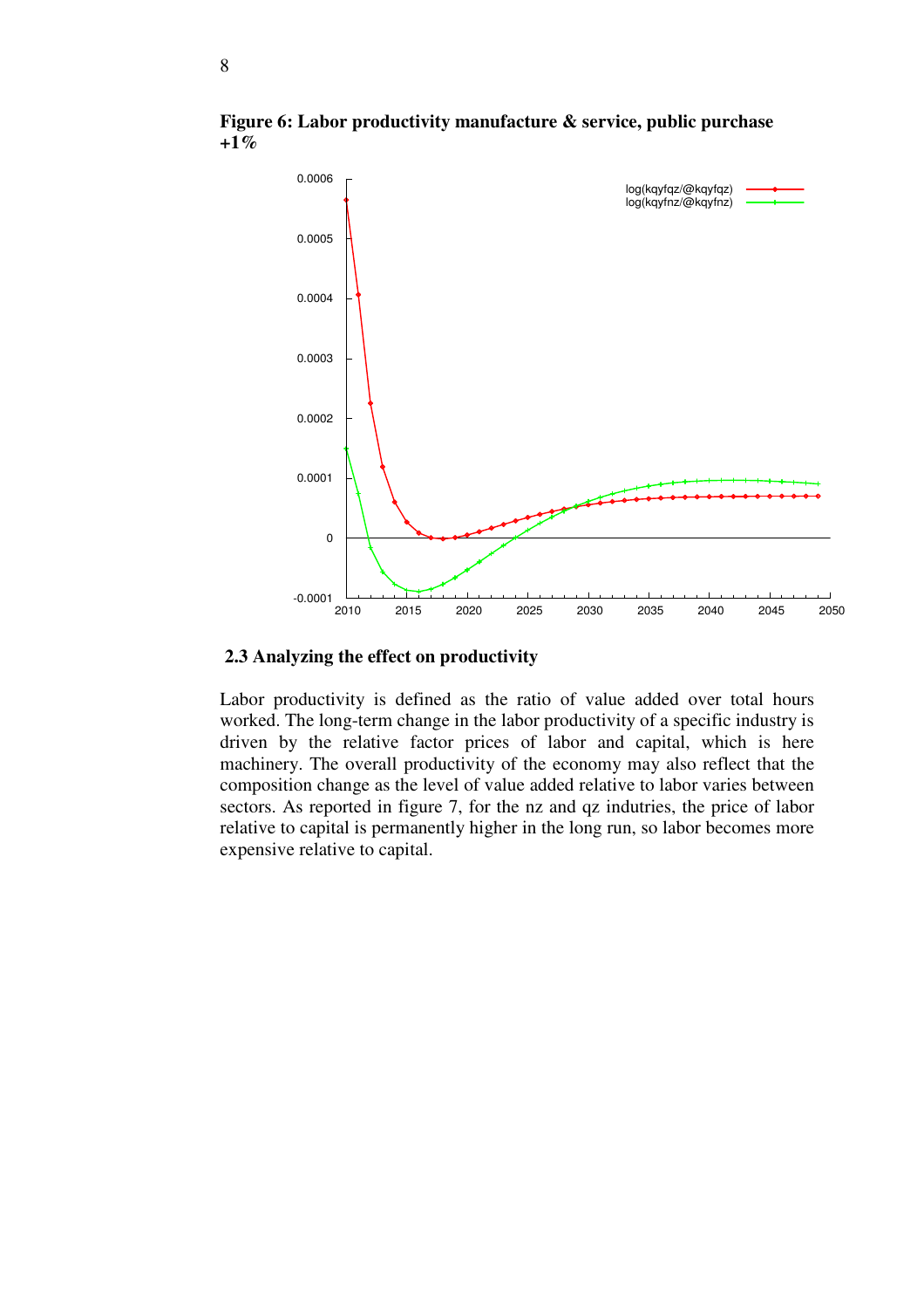**Figure 6: Labor productivity manufacture & service, public purchase +1%**

### 2.3 Analyzing the effect on productivity

Labor productivity is defined as the ratio of value added over total hours worked. The long-term change in the labor productivity of a specific industry is driven by the relative factor prices of labor and capital, which is here machinery. The overall productivity of the economy may also reflect that the composition change as the level of value added relative to labor varies between sectors. As reported in figure 7, for the nz and qz indutries, the price of labor relative to capital is permanently higher in the long run, so labor becomes more expensive relative to capital.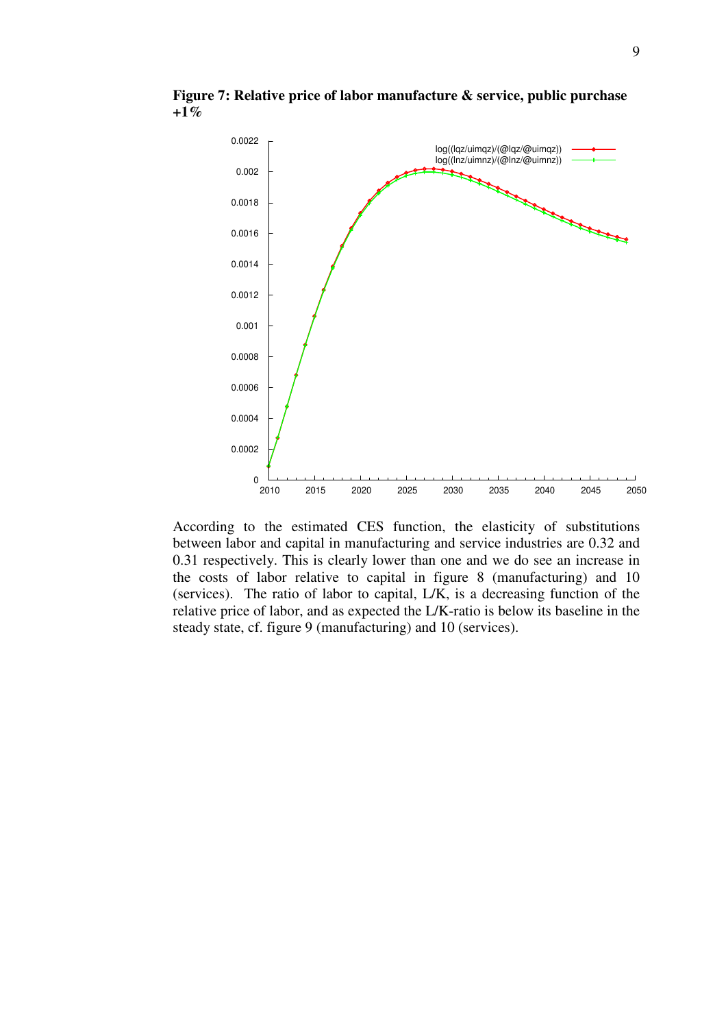**Figure 7: Relative price of labor manufacture & service, public purchase +1%**

According to the estimated CES function, the elasticity of substitutions between labor and capital in manufacturing and service industries are 0.32 and 0.31 respectively. This is clearly lower than one and we do see an increase in the costs of labor relative to capital in figure 8 (manufacturing) and 10 (services). The ratio of labor to capital, L/K, is a decreasing function of the relative price of labor, and as expected the L/K-ratio is below its baseline in the steady state, cf. figure 9 (manufacturing) and 10 (services).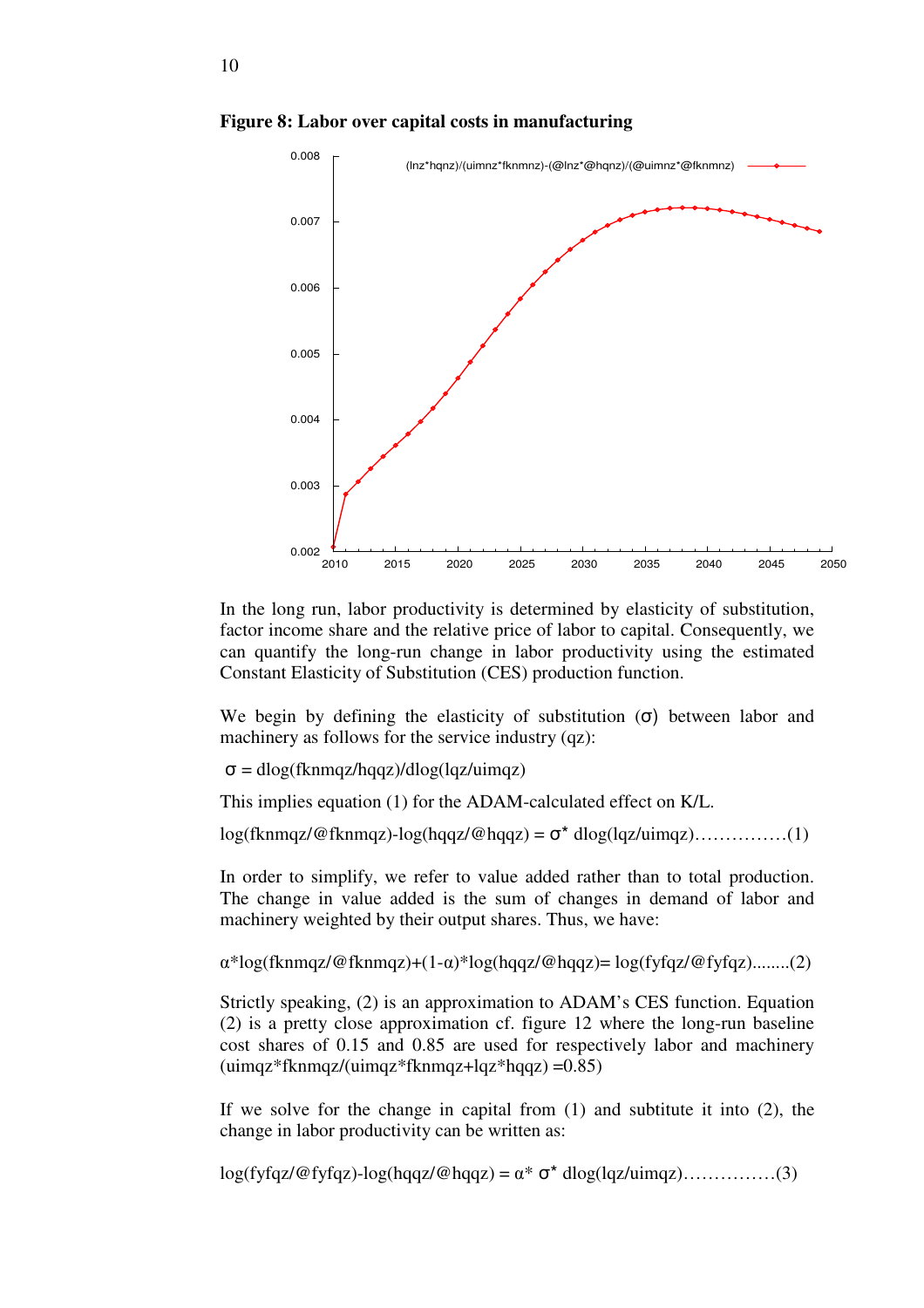**Figure 8: Labor over capital costs in manufacturing**

In the long run, labor productivity is determined by elasticity of substitution, factor income share and the relative price of labor to capital. Consequently, we can quantify the long-run change in labor productivity using the estimated Constant Elasticity of Substitution (CES) production function.

We begin by defining the elasticity of substitution ($\sigma$) between labor and machinery as follows for the service industry (qz):

$\sigma$ = dlog(fknmqz/hqqz)/dlog(lqz/uimqz)

This implies equation (1) for the ADAM-calculated effect on K/L.

log(fknmqz/@fknmqz)-log(hqqz/@hqqz) = $\sigma$* dlog(lqz/uimqz)……………(1)

In order to simplify, we refer to value added rather than to total production. The change in value added is the sum of changes in demand of labor and machinery weighted by their output shares. Thus, we have:

α*log(fknmqz/@fknmqz)+(1-α)*log(hqqz/@hqqz)= log(fyfqz/@fyfqz)........(2)

Strictly speaking, (2) is an approximation to ADAM's CES function. Equation (2) is a pretty close approximation cf. figure 12 where the long-run baseline cost shares of 0.15 and 0.85 are used for respectively labor and machinery (uimqz*fknmqz/(uimqz*fknmqz+lqz*hqqz) =0.85)

If we solve for the change in capital from (1) and subtitute it into (2), the change in labor productivity can be written as:

log(fyfqz/@fyfqz)-log(hqqz/@hqqz) = α* $\sigma$* dlog(lqz/uimqz)……………(3)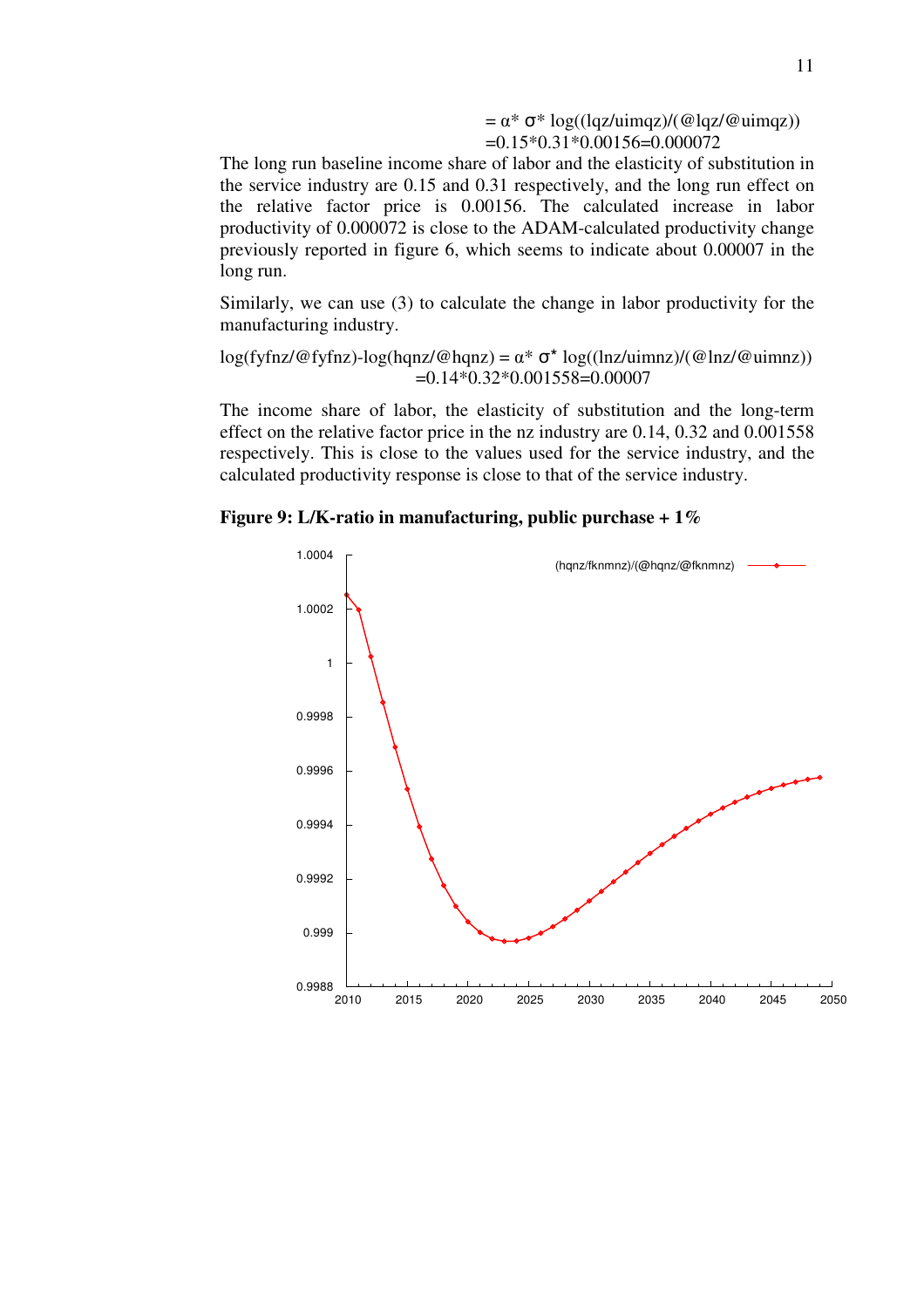$$= \alpha^* \sigma^* \log((lqz/uimqz)/(@lqz/@uimqz))$$
$$=0.15^*0.31^*0.00156=0.000072$$

The long run baseline income share of labor and the elasticity of substitution in the service industry are 0.15 and 0.31 respectively, and the long run effect on the relative factor price is 0.00156. The calculated increase in labor productivity of 0.000072 is close to the ADAM-calculated productivity change previously reported in figure 6, which seems to indicate about 0.00007 in the long run.

Similarly, we can use (3) to calculate the change in labor productivity for the manufacturing industry.

$$\log(fyfnz/@fyfnz)-\log(hqnz/@hqnz) = \alpha^* \sigma^* \log((lnz/uimnz)/(@lnz/@uimnz))$$
$$=0.14^*0.32^*0.001558=0.00007$$

The income share of labor, the elasticity of substitution and the long-term effect on the relative factor price in the nz industry are 0.14, 0.32 and 0.001558 respectively. This is close to the values used for the service industry, and the calculated productivity response is close to that of the service industry.

**Figure 9: L/K-ratio in manufacturing, public purchase + 1%**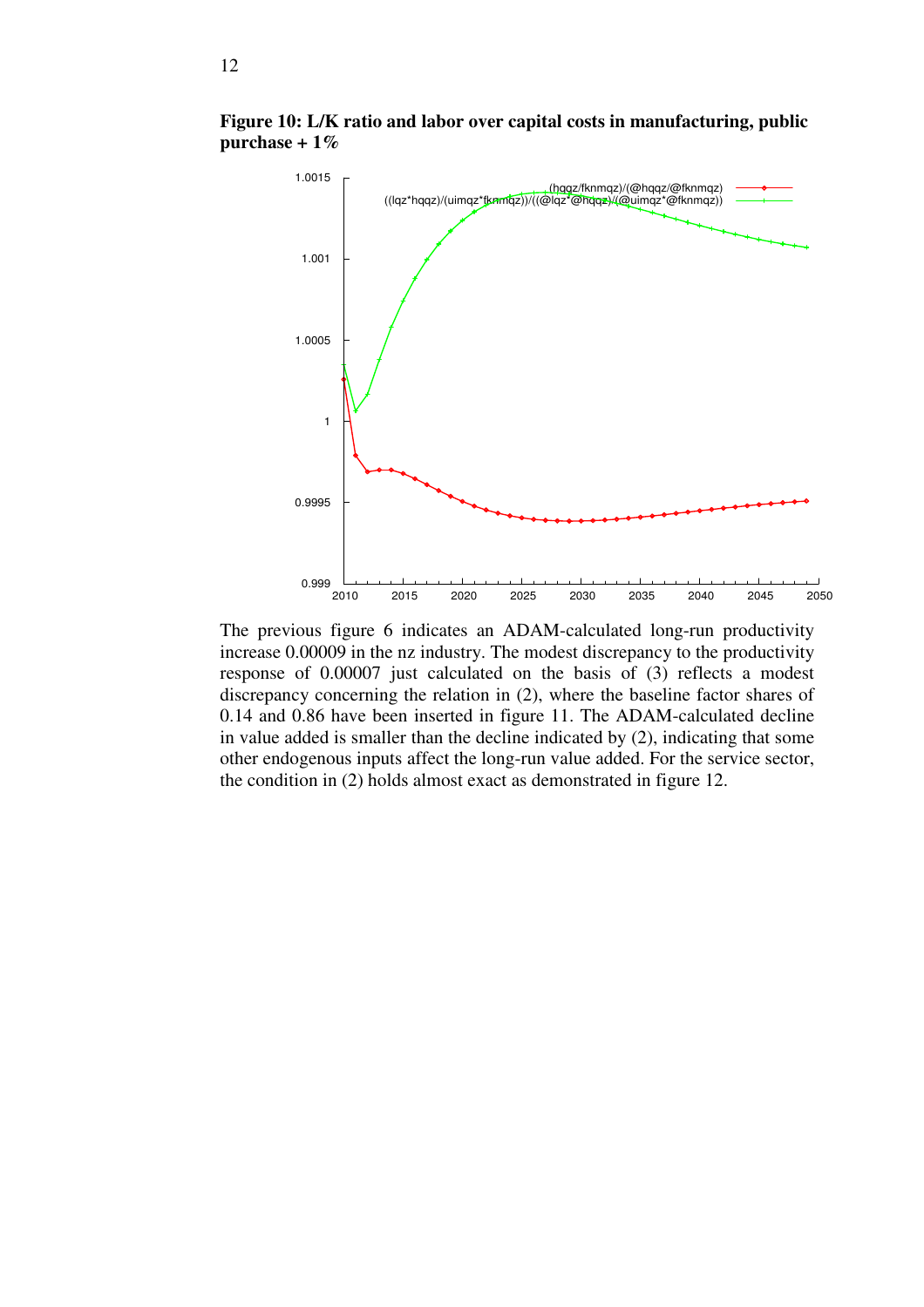**Figure 10: L/K ratio and labor over capital costs in manufacturing, public purchase + 1%**

The previous figure 6 indicates an ADAM-calculated long-run productivity increase 0.00009 in the nz industry. The modest discrepancy to the productivity response of 0.00007 just calculated on the basis of (3) reflects a modest discrepancy concerning the relation in (2), where the baseline factor shares of 0.14 and 0.86 have been inserted in figure 11. The ADAM-calculated decline in value added is smaller than the decline indicated by (2), indicating that some other endogenous inputs affect the long-run value added. For the service sector, the condition in (2) holds almost exact as demonstrated in figure 12.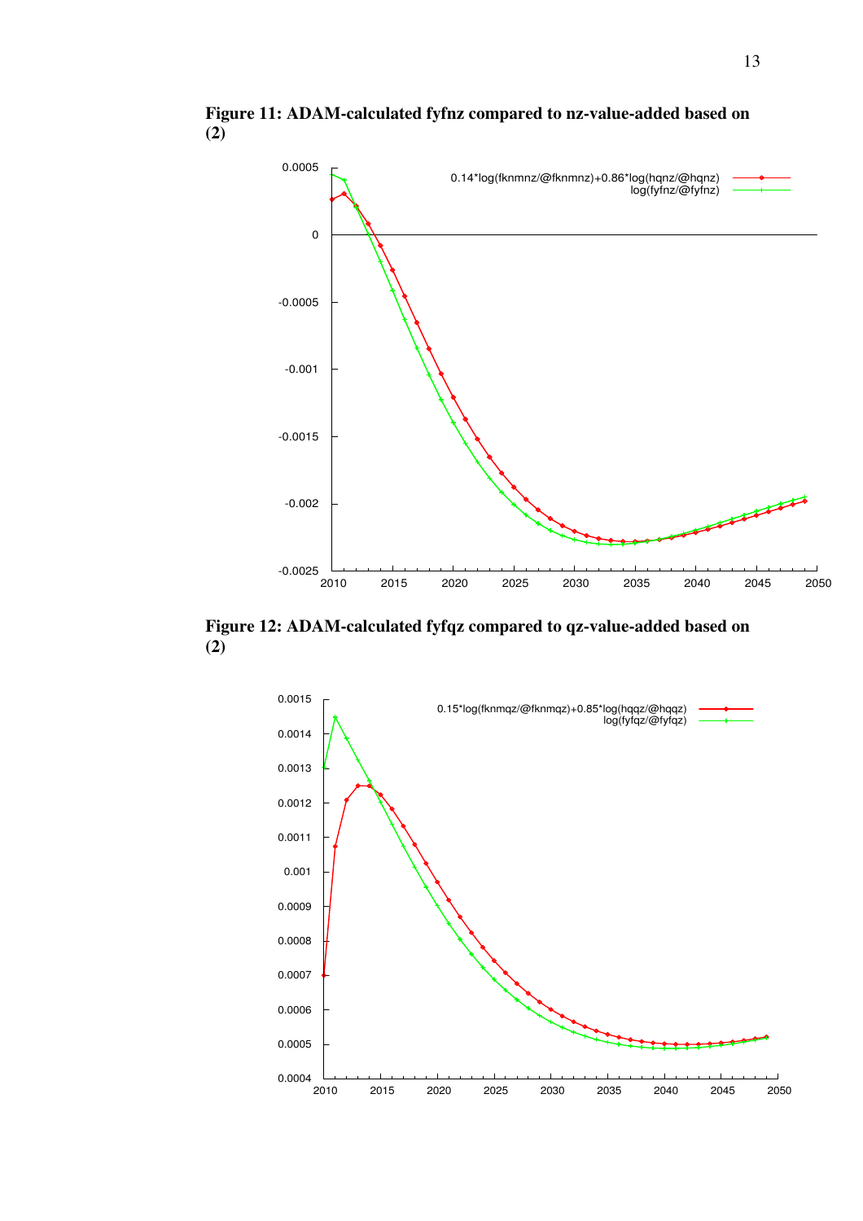**Figure 11: ADAM-calculated fyfnz compared to nz-value-added based on (2)**

**Figure 12: ADAM-calculated fyfqz compared to qz-value-added based on (2)**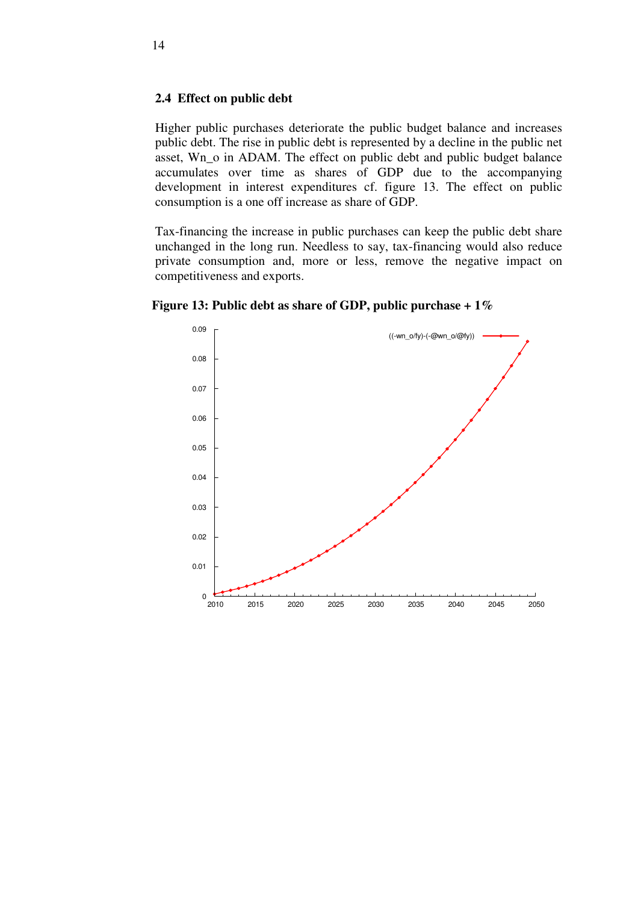### 2.4 Effect on public debt

Higher public purchases deteriorate the public budget balance and increases public debt. The rise in public debt is represented by a decline in the public net asset, Wn_o in ADAM. The effect on public debt and public budget balance accumulates over time as shares of GDP due to the accompanying development in interest expenditures cf. figure 13. The effect on public consumption is a one off increase as share of GDP.

Tax-financing the increase in public purchases can keep the public debt share unchanged in the long run. Needless to say, tax-financing would also reduce private consumption and, more or less, remove the negative impact on competitiveness and exports.

**Figure 13: Public debt as share of GDP, public purchase + 1%**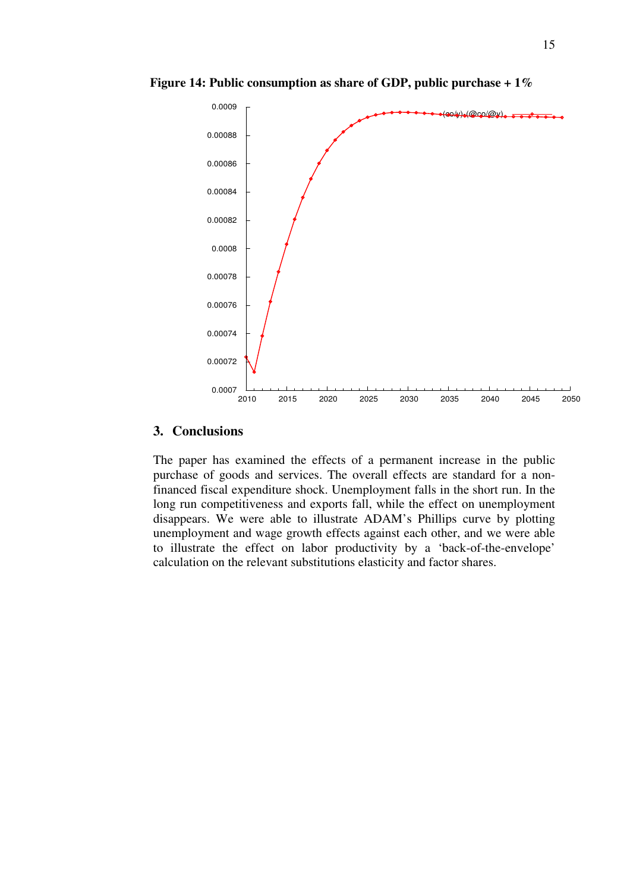**Figure 14: Public consumption as share of GDP, public purchase + 1%**

0.0009
0.00088
0.00086
0.00084
0.00082
0.0008
0.00078
0.00076
0.00074
0.00072
0.0007

2010 2015 2020 2025 2030 2035 2040 2045 2050

(co/y)-(@co/@y)

## 3. Conclusions

The paper has examined the effects of a permanent increase in the public purchase of goods and services. The overall effects are standard for a non-financed fiscal expenditure shock. Unemployment falls in the short run. In the long run competitiveness and exports fall, while the effect on unemployment disappears. We were able to illustrate ADAM's Phillips curve by plotting unemployment and wage growth effects against each other, and we were able to illustrate the effect on labor productivity by a 'back-of-the-envelope' calculation on the relevant substitutions elasticity and factor shares.